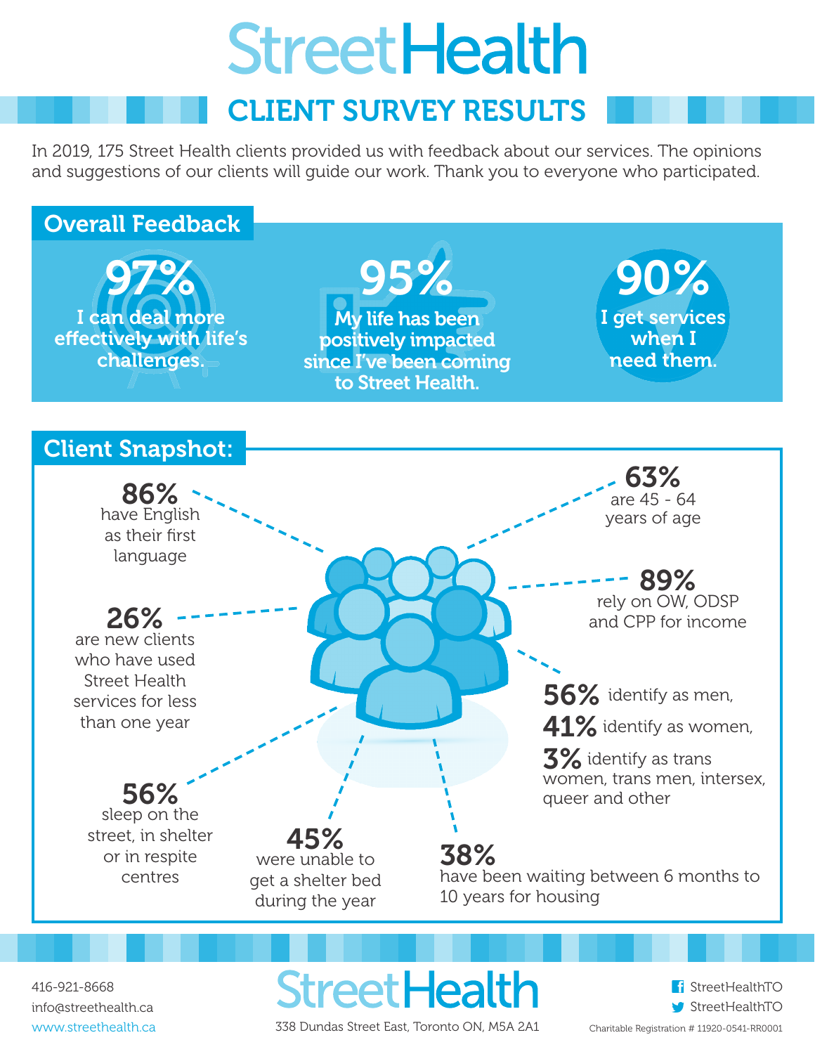# StreetHealth

## CLIENT SURVEY RESULTS

In 2019, 175 Street Health clients provided us with feedback about our services. The opinions and suggestions of our clients will guide our work. Thank you to everyone who participated.

## Overall Feedback

**97%**
I can deal more effectively with life's challenges.

**95%**
My life has been positively impacted since I've been coming to Street Health.

**90%**
I get services when I need them.

## Client Snapshot:

**86%** have English as their first language

**26%** are new clients who have used Street Health services for less than one year

**56%** sleep on the street, in shelter or in respite centres

**45%** were unable to get a shelter bed during the year

**38%** have been waiting between 6 months to 10 years for housing

**63%** are 45 - 64 years of age

**89%** rely on OW, ODSP and CPP for income

**56%** identify as men,
**41%** identify as women,
**3%** identify as trans women, trans men, intersex, queer and other

---

416-921-8668
info@streethealth.ca
www.streethealth.ca

**StreetHealth**
338 Dundas Street East, Toronto ON, M5A 2A1

StreetHealthTO
StreetHealthTO
Charitable Registration # 11920-0541-RR0001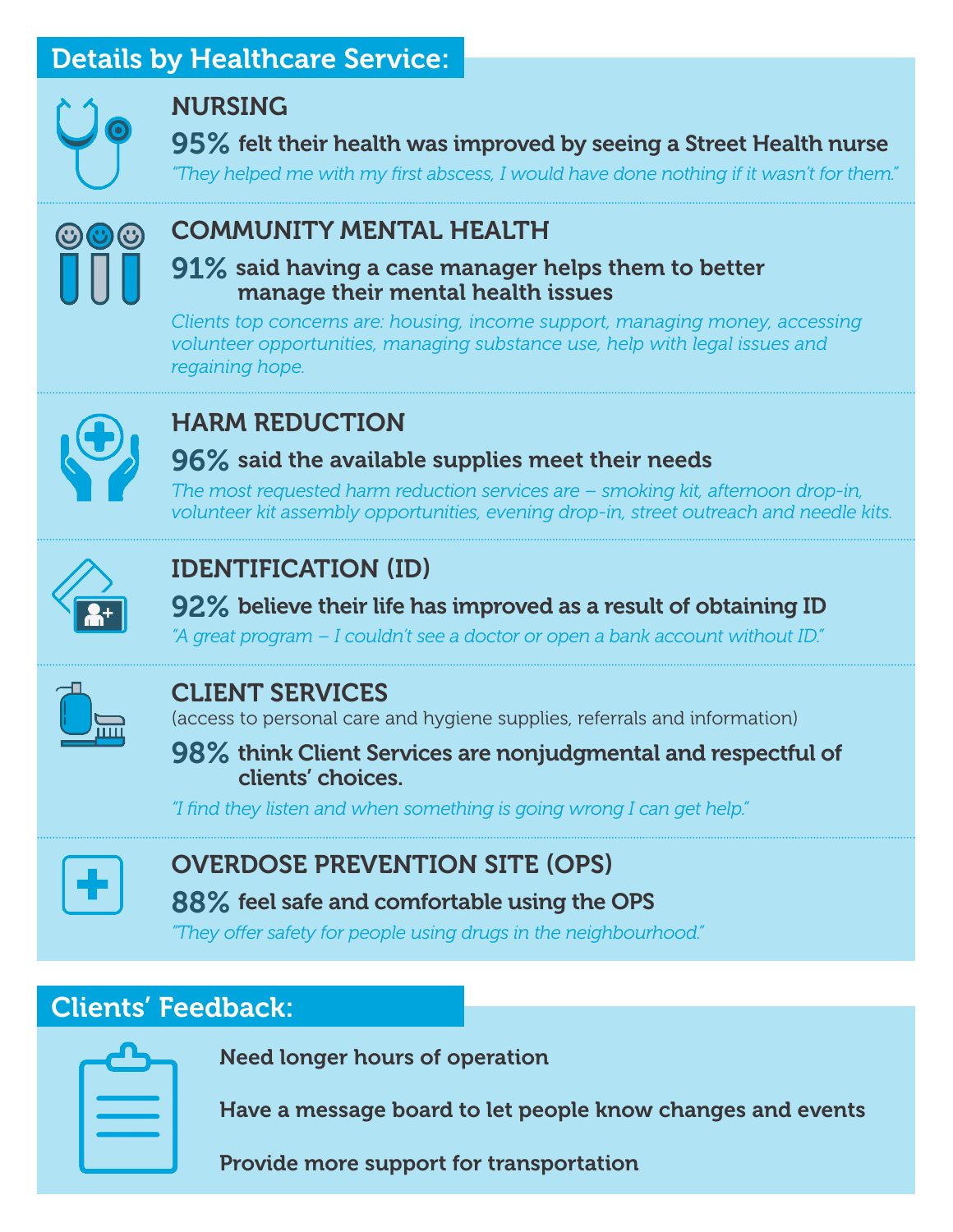## Details by Healthcare Service:

### NURSING

**95%** **felt their health was improved by seeing a Street Health nurse**

*"They helped me with my first abscess, I would have done nothing if it wasn't for them."*

### COMMUNITY MENTAL HEALTH

**91%** **said having a case manager helps them to better manage their mental health issues**

*Clients top concerns are: housing, income support, managing money, accessing volunteer opportunities, managing substance use, help with legal issues and regaining hope.*

### HARM REDUCTION

**96%** **said the available supplies meet their needs**

*The most requested harm reduction services are – smoking kit, afternoon drop-in, volunteer kit assembly opportunities, evening drop-in, street outreach and needle kits.*

### IDENTIFICATION (ID)

**92%** **believe their life has improved as a result of obtaining ID**

*"A great program – I couldn't see a doctor or open a bank account without ID."*

### CLIENT SERVICES

(access to personal care and hygiene supplies, referrals and information)

**98%** **think Client Services are nonjudgmental and respectful of clients' choices.**

*"I find they listen and when something is going wrong I can get help."*

### OVERDOSE PREVENTION SITE (OPS)

**88%** **feel safe and comfortable using the OPS**

*"They offer safety for people using drugs in the neighbourhood."*

## Clients' Feedback:

**Need longer hours of operation**

**Have a message board to let people know changes and events**

**Provide more support for transportation**